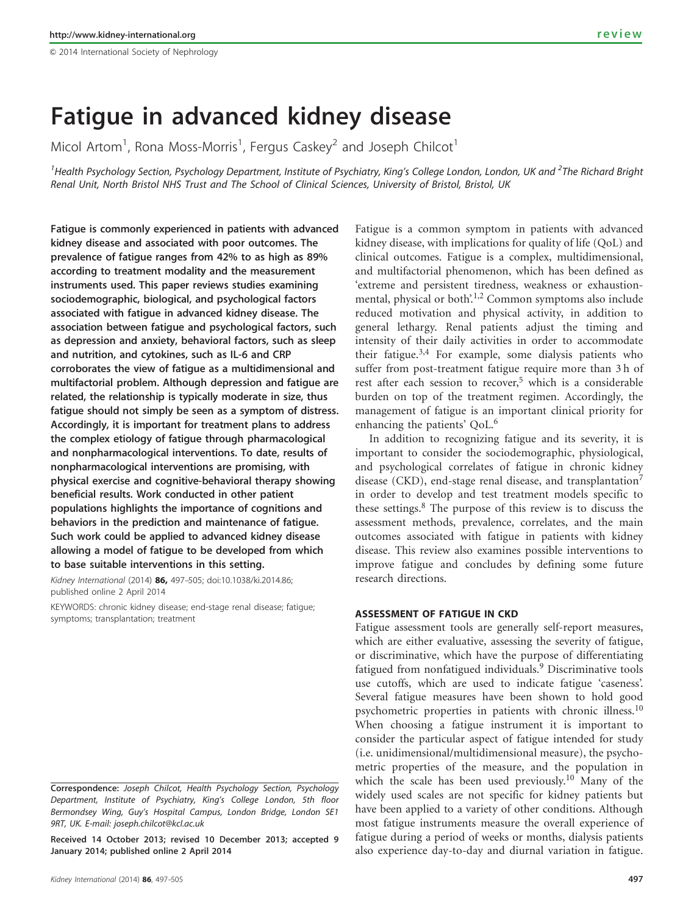# Fatigue in advanced kidney disease

Micol Artom[1], Rona Moss-Morris[1], Fergus Caskey[2] and Joseph Chilcot[1]

[1]Health Psychology Section, Psychology Department, Institute of Psychiatry, King's College London, London, UK and [2]The Richard Bright Renal Unit, North Bristol NHS Trust and The School of Clinical Sciences, University of Bristol, Bristol, UK

**Fatigue is commonly experienced in patients with advanced kidney disease and associated with poor outcomes. The prevalence of fatigue ranges from 42% to as high as 89% according to treatment modality and the measurement instruments used. This paper reviews studies examining sociodemographic, biological, and psychological factors associated with fatigue in advanced kidney disease. The association between fatigue and psychological factors, such as depression and anxiety, behavioral factors, such as sleep and nutrition, and cytokines, such as IL-6 and CRP corroborates the view of fatigue as a multidimensional and multifactorial problem. Although depression and fatigue are related, the relationship is typically moderate in size, thus fatigue should not simply be seen as a symptom of distress. Accordingly, it is important for treatment plans to address the complex etiology of fatigue through pharmacological and nonpharmacological interventions. To date, results of nonpharmacological interventions are promising, with physical exercise and cognitive-behavioral therapy showing beneficial results. Work conducted in other patient populations highlights the importance of cognitions and behaviors in the prediction and maintenance of fatigue. Such work could be applied to advanced kidney disease allowing a model of fatigue to be developed from which to base suitable interventions in this setting.**

*Kidney International* (2014) **86,** 497–505; doi:10.1038/ki.2014.86; published online 2 April 2014

KEYWORDS: chronic kidney disease; end-stage renal disease; fatigue; symptoms; transplantation; treatment

Correspondence: *Joseph Chilcot, Health Psychology Section, Psychology Department, Institute of Psychiatry, King's College London, 5th floor Bermondsey Wing, Guy's Hospital Campus, London Bridge, London SE1 9RT, UK. E-mail: joseph.chilcot@kcl.ac.uk*

**Received 14 October 2013; revised 10 December 2013; accepted 9 January 2014; published online 2 April 2014**

Fatigue is a common symptom in patients with advanced kidney disease, with implications for quality of life (QoL) and clinical outcomes. Fatigue is a complex, multidimensional, and multifactorial phenomenon, which has been defined as 'extreme and persistent tiredness, weakness or exhaustion-mental, physical or both'.[1,2] Common symptoms also include reduced motivation and physical activity, in addition to general lethargy. Renal patients adjust the timing and intensity of their daily activities in order to accommodate their fatigue.[3,4] For example, some dialysis patients who suffer from post-treatment fatigue require more than 3 h of rest after each session to recover,[5] which is a considerable burden on top of the treatment regimen. Accordingly, the management of fatigue is an important clinical priority for enhancing the patients' QoL.[6]

In addition to recognizing fatigue and its severity, it is important to consider the sociodemographic, physiological, and psychological correlates of fatigue in chronic kidney disease (CKD), end-stage renal disease, and transplantation[7] in order to develop and test treatment models specific to these settings.[8] The purpose of this review is to discuss the assessment methods, prevalence, correlates, and the main outcomes associated with fatigue in patients with kidney disease. This review also examines possible interventions to improve fatigue and concludes by defining some future research directions.

## ASSESSMENT OF FATIGUE IN CKD

Fatigue assessment tools are generally self-report measures, which are either evaluative, assessing the severity of fatigue, or discriminative, which have the purpose of differentiating fatigued from nonfatigued individuals.[9] Discriminative tools use cutoffs, which are used to indicate fatigue 'caseness'. Several fatigue measures have been shown to hold good psychometric properties in patients with chronic illness.[10] When choosing a fatigue instrument it is important to consider the particular aspect of fatigue intended for study (i.e. unidimensional/multidimensional measure), the psychometric properties of the measure, and the population in which the scale has been used previously.[10] Many of the widely used scales are not specific for kidney patients but have been applied to a variety of other conditions. Although most fatigue instruments measure the overall experience of fatigue during a period of weeks or months, dialysis patients also experience day-to-day and diurnal variation in fatigue.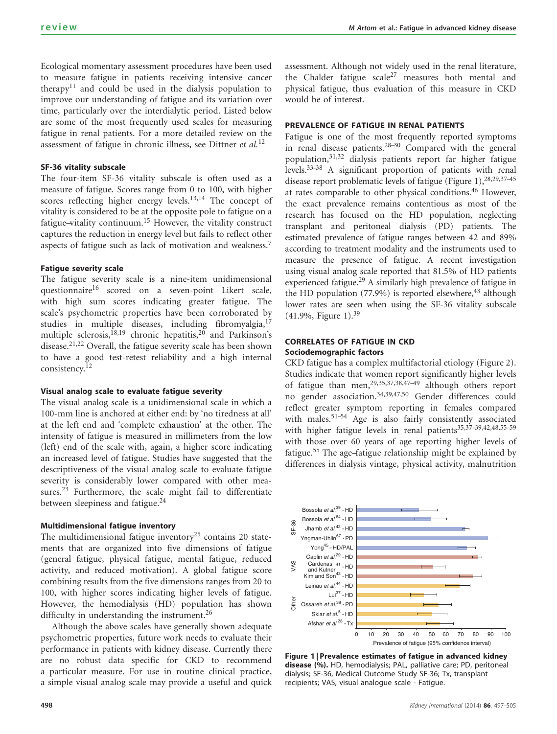Ecological momentary assessment procedures have been used to measure fatigue in patients receiving intensive cancer therapy[11] and could be used in the dialysis population to improve our understanding of fatigue and its variation over time, particularly over the interdialytic period. Listed below are some of the most frequently used scales for measuring fatigue in renal patients. For a more detailed review on the assessment of fatigue in chronic illness, see Dittner *et al.*[12]

### SF-36 vitality subscale

The four-item SF-36 vitality subscale is often used as a measure of fatigue. Scores range from 0 to 100, with higher scores reflecting higher energy levels.[13,14] The concept of vitality is considered to be at the opposite pole to fatigue on a fatigue–vitality continuum.[15] However, the vitality construct captures the reduction in energy level but fails to reflect other aspects of fatigue such as lack of motivation and weakness.[7]

### Fatigue severity scale

The fatigue severity scale is a nine-item unidimensional questionnaire[16] scored on a seven-point Likert scale, with high sum scores indicating greater fatigue. The scale's psychometric properties have been corroborated by studies in multiple diseases, including fibromyalgia,[17] multiple sclerosis,[18,19] chronic hepatitis,[20] and Parkinson's disease.[21,22] Overall, the fatigue severity scale has been shown to have a good test-retest reliability and a high internal consistency.[12]

### Visual analog scale to evaluate fatigue severity

The visual analog scale is a unidimensional scale in which a 100-mm line is anchored at either end: by 'no tiredness at all' at the left end and 'complete exhaustion' at the other. The intensity of fatigue is measured in millimeters from the low (left) end of the scale with, again, a higher score indicating an increased level of fatigue. Studies have suggested that the descriptiveness of the visual analog scale to evaluate fatigue severity is considerably lower compared with other measures.[23] Furthermore, the scale might fail to differentiate between sleepiness and fatigue.[24]

### Multidimensional fatigue inventory

The multidimensional fatigue inventory[25] contains 20 statements that are organized into five dimensions of fatigue (general fatigue, physical fatigue, mental fatigue, reduced activity, and reduced motivation). A global fatigue score combining results from the five dimensions ranges from 20 to 100, with higher scores indicating higher levels of fatigue. However, the hemodialysis (HD) population has shown difficulty in understanding the instrument.[26]

Although the above scales have generally shown adequate psychometric properties, future work needs to evaluate their performance in patients with kidney disease. Currently there are no robust data specific for CKD to recommend a particular measure. For use in routine clinical practice, a simple visual analog scale may provide a useful and quick assessment. Although not widely used in the renal literature, the Chalder fatigue scale[27] measures both mental and physical fatigue, thus evaluation of this measure in CKD would be of interest.

## PREVALENCE OF FATIGUE IN RENAL PATIENTS

Fatigue is one of the most frequently reported symptoms in renal disease patients.[28–30] Compared with the general population,[31,32] dialysis patients report far higher fatigue levels.[33–38] A significant proportion of patients with renal disease report problematic levels of fatigue (Figure 1),[28,29,37–45] at rates comparable to other physical conditions.[46] However, the exact prevalence remains contentious as most of the research has focused on the HD population, neglecting transplant and peritoneal dialysis (PD) patients. The estimated prevalence of fatigue ranges between 42 and 89% according to treatment modality and the instruments used to measure the presence of fatigue. A recent investigation using visual analog scale reported that 81.5% of HD patients experienced fatigue.[29] A similarly high prevalence of fatigue in the HD population (77.9%) is reported elsewhere,[43] although lower rates are seen when using the SF-36 vitality subscale (41.9%, Figure 1).[39]

## CORRELATES OF FATIGUE IN CKD

### Sociodemographic factors

CKD fatigue has a complex multifactorial etiology (Figure 2). Studies indicate that women report significantly higher levels of fatigue than men,[29,35,37,38,47–49] although others report no gender association.[34,39,47,50] Gender differences could reflect greater symptom reporting in females compared with males.[51–54] Age is also fairly consistently associated with higher fatigue levels in renal patients[35,37–39,42,48,55–59] with those over 60 years of age reporting higher levels of fatigue.[55] The age–fatigue relationship might be explained by differences in dialysis vintage, physical activity, malnutrition

**Figure 1 | Prevalence estimates of fatigue in advanced kidney disease (%).** HD, hemodialysis; PAL, palliative care; PD, peritoneal dialysis; SF-36, Medical Outcome Study SF-36; Tx, transplant recipients; VAS, visual analogue scale - Fatigue.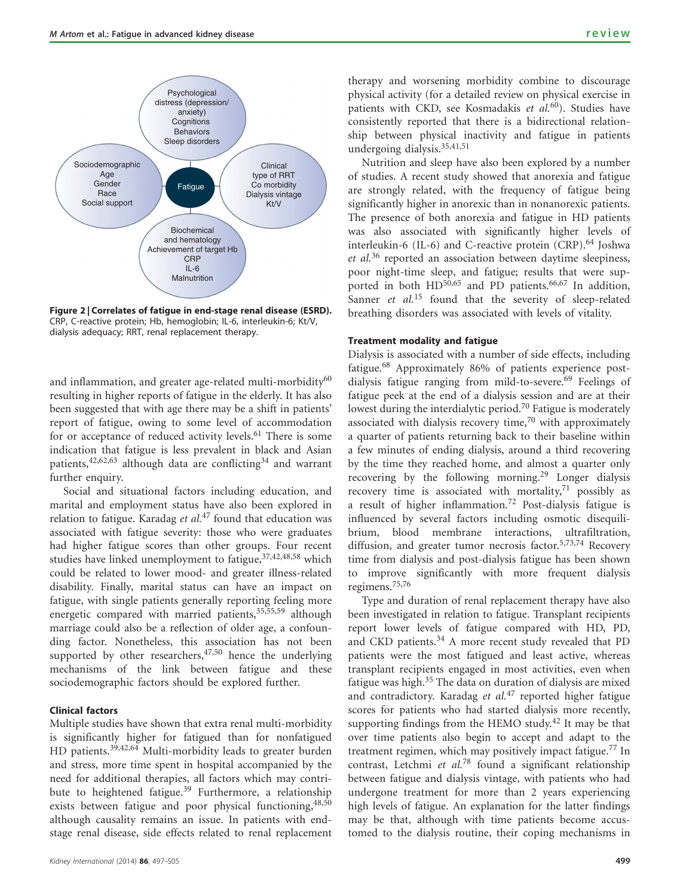Figure 2 | Correlates of fatigue in end-stage renal disease (ESRD). CRP, C-reactive protein; Hb, hemoglobin; IL-6, interleukin-6; Kt/V, dialysis adequacy; RRT, renal replacement therapy.

and inflammation, and greater age-related multi-morbidity[60] resulting in higher reports of fatigue in the elderly. It has also been suggested that with age there may be a shift in patients' report of fatigue, owing to some level of accommodation for or acceptance of reduced activity levels.[61] There is some indication that fatigue is less prevalent in black and Asian patients,[42,62,63] although data are conflicting[34] and warrant further enquiry.

Social and situational factors including education, and marital and employment status have also been explored in relation to fatigue. Karadag *et al.*[47] found that education was associated with fatigue severity: those who were graduates had higher fatigue scores than other groups. Four recent studies have linked unemployment to fatigue,[37,42,48,58] which could be related to lower mood- and greater illness-related disability. Finally, marital status can have an impact on fatigue, with single patients generally reporting feeling more energetic compared with married patients,[35,55,59] although marriage could also be a reflection of older age, a confounding factor. Nonetheless, this association has not been supported by other researchers,[47,50] hence the underlying mechanisms of the link between fatigue and these sociodemographic factors should be explored further.

### Clinical factors

Multiple studies have shown that extra renal multi-morbidity is significantly higher for fatigued than for nonfatigued HD patients.[39,42,64] Multi-morbidity leads to greater burden and stress, more time spent in hospital accompanied by the need for additional therapies, all factors which may contribute to heightened fatigue.[39] Furthermore, a relationship exists between fatigue and poor physical functioning,[48,50] although causality remains an issue. In patients with end-stage renal disease, side effects related to renal replacement therapy and worsening morbidity combine to discourage physical activity (for a detailed review on physical exercise in patients with CKD, see Kosmadakis *et al.*[60]). Studies have consistently reported that there is a bidirectional relationship between physical inactivity and fatigue in patients undergoing dialysis.[35,41,51]

Nutrition and sleep have also been explored by a number of studies. A recent study showed that anorexia and fatigue are strongly related, with the frequency of fatigue being significantly higher in anorexic than in nonanorexic patients. The presence of both anorexia and fatigue in HD patients was also associated with significantly higher levels of interleukin-6 (IL-6) and C-reactive protein (CRP).[64] Joshwa *et al.*[36] reported an association between daytime sleepiness, poor night-time sleep, and fatigue; results that were supported in both HD[50,65] and PD patients.[66,67] In addition, Sanner *et al.*[15] found that the severity of sleep-related breathing disorders was associated with levels of vitality.

### Treatment modality and fatigue

Dialysis is associated with a number of side effects, including fatigue.[68] Approximately 86% of patients experience post-dialysis fatigue ranging from mild-to-severe.[69] Feelings of fatigue peek at the end of a dialysis session and are at their lowest during the interdialytic period.[70] Fatigue is moderately associated with dialysis recovery time,[70] with approximately a quarter of patients returning back to their baseline within a few minutes of ending dialysis, around a third recovering by the time they reached home, and almost a quarter only recovering by the following morning.[29] Longer dialysis recovery time is associated with mortality,[71] possibly as a result of higher inflammation.[72] Post-dialysis fatigue is influenced by several factors including osmotic disequilibrium, blood membrane interactions, ultrafiltration, diffusion, and greater tumor necrosis factor.[5,73,74] Recovery time from dialysis and post-dialysis fatigue has been shown to improve significantly with more frequent dialysis regimens.[75,76]

Type and duration of renal replacement therapy have also been investigated in relation to fatigue. Transplant recipients report lower levels of fatigue compared with HD, PD, and CKD patients.[34] A more recent study revealed that PD patients were the most fatigued and least active, whereas transplant recipients engaged in most activities, even when fatigue was high.[35] The data on duration of dialysis are mixed and contradictory. Karadag *et al.*[47] reported higher fatigue scores for patients who had started dialysis more recently, supporting findings from the HEMO study.[42] It may be that over time patients also begin to accept and adapt to the treatment regimen, which may positively impact fatigue.[77] In contrast, Letchmi *et al.*[78] found a significant relationship between fatigue and dialysis vintage, with patients who had undergone treatment for more than 2 years experiencing high levels of fatigue. An explanation for the latter findings may be that, although with time patients become accustomed to the dialysis routine, their coping mechanisms in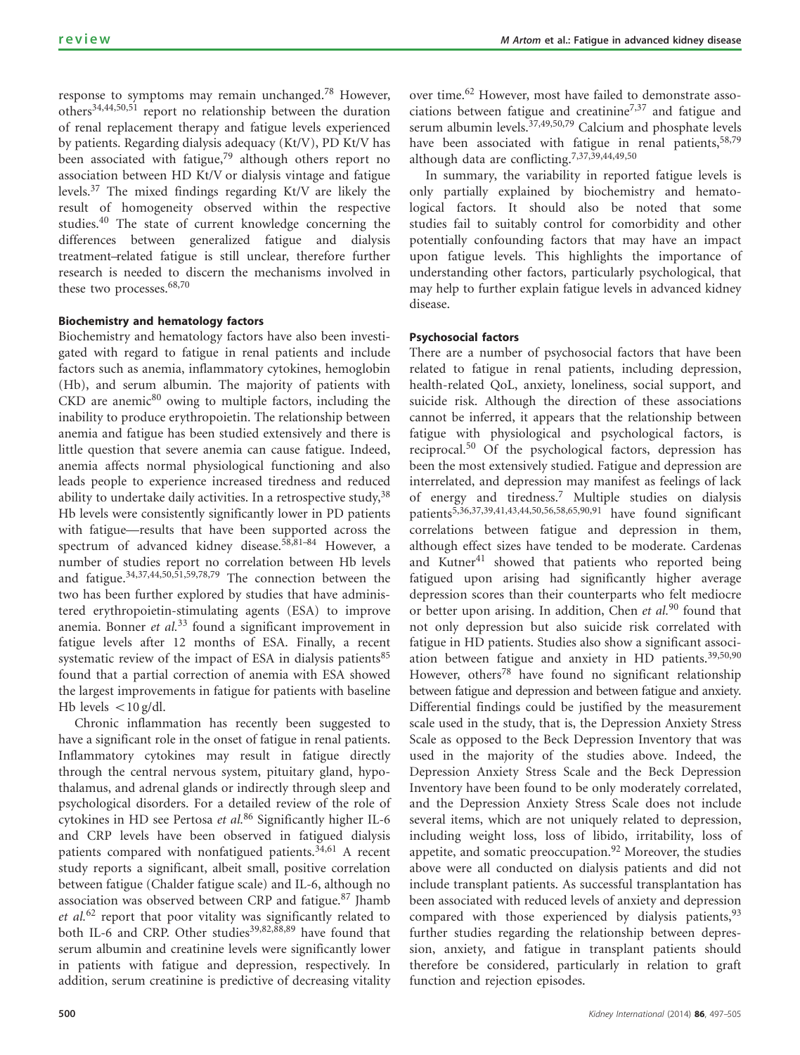response to symptoms may remain unchanged.[78] However, others[34,44,50,51] report no relationship between the duration of renal replacement therapy and fatigue levels experienced by patients. Regarding dialysis adequacy (Kt/V), PD Kt/V has been associated with fatigue,[79] although others report no association between HD Kt/V or dialysis vintage and fatigue levels.[37] The mixed findings regarding Kt/V are likely the result of homogeneity observed within the respective studies.[40] The state of current knowledge concerning the differences between generalized fatigue and dialysis treatment–related fatigue is still unclear, therefore further research is needed to discern the mechanisms involved in these two processes.[68,70]

### Biochemistry and hematology factors

Biochemistry and hematology factors have also been investigated with regard to fatigue in renal patients and include factors such as anemia, inflammatory cytokines, hemoglobin (Hb), and serum albumin. The majority of patients with CKD are anemic[80] owing to multiple factors, including the inability to produce erythropoietin. The relationship between anemia and fatigue has been studied extensively and there is little question that severe anemia can cause fatigue. Indeed, anemia affects normal physiological functioning and also leads people to experience increased tiredness and reduced ability to undertake daily activities. In a retrospective study,[38] Hb levels were consistently significantly lower in PD patients with fatigue—results that have been supported across the spectrum of advanced kidney disease.[58,81–84] However, a number of studies report no correlation between Hb levels and fatigue.[34,37,44,50,51,59,78,79] The connection between the two has been further explored by studies that have administered erythropoietin-stimulating agents (ESA) to improve anemia. Bonner *et al.*[33] found a significant improvement in fatigue levels after 12 months of ESA. Finally, a recent systematic review of the impact of ESA in dialysis patients[85] found that a partial correction of anemia with ESA showed the largest improvements in fatigue for patients with baseline Hb levels $<10$ g/dl.

Chronic inflammation has recently been suggested to have a significant role in the onset of fatigue in renal patients. Inflammatory cytokines may result in fatigue directly through the central nervous system, pituitary gland, hypothalamus, and adrenal glands or indirectly through sleep and psychological disorders. For a detailed review of the role of cytokines in HD see Pertosa *et al.*[86] Significantly higher IL-6 and CRP levels have been observed in fatigued dialysis patients compared with nonfatigued patients.[34,61] A recent study reports a significant, albeit small, positive correlation between fatigue (Chalder fatigue scale) and IL-6, although no association was observed between CRP and fatigue.[87] Jhamb *et al.*[62] report that poor vitality was significantly related to both IL-6 and CRP. Other studies[39,82,88,89] have found that serum albumin and creatinine levels were significantly lower in patients with fatigue and depression, respectively. In addition, serum creatinine is predictive of decreasing vitality over time.[62] However, most have failed to demonstrate associations between fatigue and creatinine[7,37] and fatigue and serum albumin levels.[37,49,50,79] Calcium and phosphate levels have been associated with fatigue in renal patients,[58,79] although data are conflicting.[7,37,39,44,49,50]

In summary, the variability in reported fatigue levels is only partially explained by biochemistry and hematological factors. It should also be noted that some studies fail to suitably control for comorbidity and other potentially confounding factors that may have an impact upon fatigue levels. This highlights the importance of understanding other factors, particularly psychological, that may help to further explain fatigue levels in advanced kidney disease.

### Psychosocial factors

There are a number of psychosocial factors that have been related to fatigue in renal patients, including depression, health-related QoL, anxiety, loneliness, social support, and suicide risk. Although the direction of these associations cannot be inferred, it appears that the relationship between fatigue with physiological and psychological factors, is reciprocal.[50] Of the psychological factors, depression has been the most extensively studied. Fatigue and depression are interrelated, and depression may manifest as feelings of lack of energy and tiredness.[7] Multiple studies on dialysis patients[5,36,37,39,41,43,44,50,56,58,65,90,91] have found significant correlations between fatigue and depression in them, although effect sizes have tended to be moderate. Cardenas and Kutner[41] showed that patients who reported being fatigued upon arising had significantly higher average depression scores than their counterparts who felt mediocre or better upon arising. In addition, Chen *et al.*[90] found that not only depression but also suicide risk correlated with fatigue in HD patients. Studies also show a significant association between fatigue and anxiety in HD patients.[39,50,90] However, others[78] have found no significant relationship between fatigue and depression and between fatigue and anxiety. Differential findings could be justified by the measurement scale used in the study, that is, the Depression Anxiety Stress Scale as opposed to the Beck Depression Inventory that was used in the majority of the studies above. Indeed, the Depression Anxiety Stress Scale and the Beck Depression Inventory have been found to be only moderately correlated, and the Depression Anxiety Stress Scale does not include several items, which are not uniquely related to depression, including weight loss, loss of libido, irritability, loss of appetite, and somatic preoccupation.[92] Moreover, the studies above were all conducted on dialysis patients and did not include transplant patients. As successful transplantation has been associated with reduced levels of anxiety and depression compared with those experienced by dialysis patients,[93] further studies regarding the relationship between depression, anxiety, and fatigue in transplant patients should therefore be considered, particularly in relation to graft function and rejection episodes.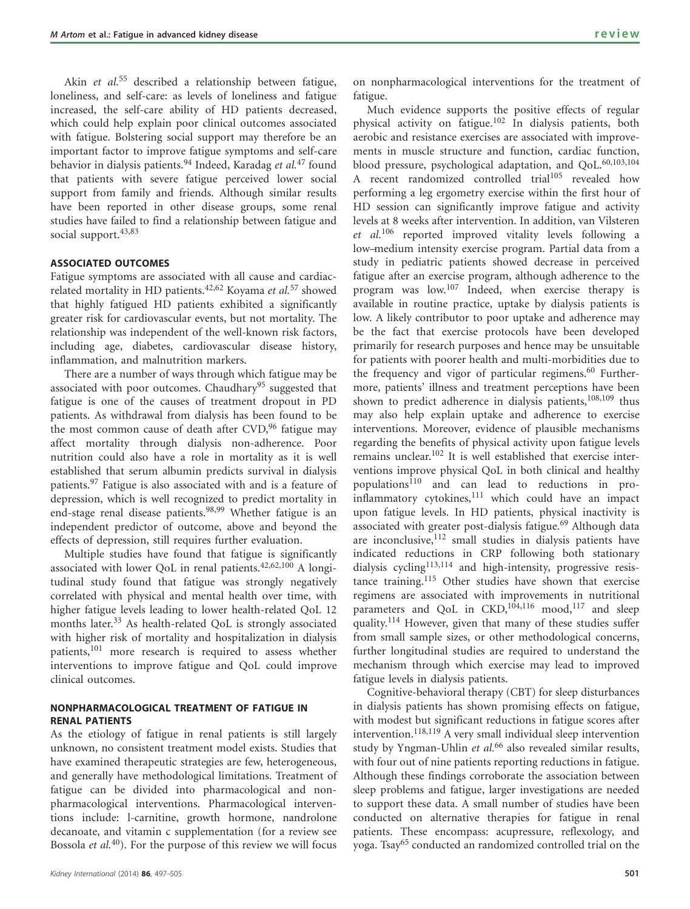Akin *et al.*[55] described a relationship between fatigue, loneliness, and self-care: as levels of loneliness and fatigue increased, the self-care ability of HD patients decreased, which could help explain poor clinical outcomes associated with fatigue. Bolstering social support may therefore be an important factor to improve fatigue symptoms and self-care behavior in dialysis patients.[94] Indeed, Karadag *et al.*[47] found that patients with severe fatigue perceived lower social support from family and friends. Although similar results have been reported in other disease groups, some renal studies have failed to find a relationship between fatigue and social support.[43,83]

## ASSOCIATED OUTCOMES

Fatigue symptoms are associated with all cause and cardiac-related mortality in HD patients.[42,62] Koyama *et al.*[57] showed that highly fatigued HD patients exhibited a significantly greater risk for cardiovascular events, but not mortality. The relationship was independent of the well-known risk factors, including age, diabetes, cardiovascular disease history, inflammation, and malnutrition markers.

There are a number of ways through which fatigue may be associated with poor outcomes. Chaudhary[95] suggested that fatigue is one of the causes of treatment dropout in PD patients. As withdrawal from dialysis has been found to be the most common cause of death after CVD,[96] fatigue may affect mortality through dialysis non-adherence. Poor nutrition could also have a role in mortality as it is well established that serum albumin predicts survival in dialysis patients.[97] Fatigue is also associated with and is a feature of depression, which is well recognized to predict mortality in end-stage renal disease patients.[98,99] Whether fatigue is an independent predictor of outcome, above and beyond the effects of depression, still requires further evaluation.

Multiple studies have found that fatigue is significantly associated with lower QoL in renal patients.[42,62,100] A longitudinal study found that fatigue was strongly negatively correlated with physical and mental health over time, with higher fatigue levels leading to lower health-related QoL 12 months later.[33] As health-related QoL is strongly associated with higher risk of mortality and hospitalization in dialysis patients,[101] more research is required to assess whether interventions to improve fatigue and QoL could improve clinical outcomes.

## NONPHARMACOLOGICAL TREATMENT OF FATIGUE IN RENAL PATIENTS

As the etiology of fatigue in renal patients is still largely unknown, no consistent treatment model exists. Studies that have examined therapeutic strategies are few, heterogeneous, and generally have methodological limitations. Treatment of fatigue can be divided into pharmacological and nonpharmacological interventions. Pharmacological interventions include: l-carnitine, growth hormone, nandrolone decanoate, and vitamin c supplementation (for a review see Bossola *et al.*[40]). For the purpose of this review we will focus on nonpharmacological interventions for the treatment of fatigue.

Much evidence supports the positive effects of regular physical activity on fatigue.[102] In dialysis patients, both aerobic and resistance exercises are associated with improvements in muscle structure and function, cardiac function, blood pressure, psychological adaptation, and QoL.[60,103,104] A recent randomized controlled trial[105] revealed how performing a leg ergometry exercise within the first hour of HD session can significantly improve fatigue and activity levels at 8 weeks after intervention. In addition, van Vilsteren *et al.*[106] reported improved vitality levels following a low–medium intensity exercise program. Partial data from a study in pediatric patients showed decrease in perceived fatigue after an exercise program, although adherence to the program was low.[107] Indeed, when exercise therapy is available in routine practice, uptake by dialysis patients is low. A likely contributor to poor uptake and adherence may be the fact that exercise protocols have been developed primarily for research purposes and hence may be unsuitable for patients with poorer health and multi-morbidities due to the frequency and vigor of particular regimens.[60] Furthermore, patients' illness and treatment perceptions have been shown to predict adherence in dialysis patients,[108,109] thus may also help explain uptake and adherence to exercise interventions. Moreover, evidence of plausible mechanisms regarding the benefits of physical activity upon fatigue levels remains unclear.[102] It is well established that exercise interventions improve physical QoL in both clinical and healthy populations[110] and can lead to reductions in pro-inflammatory cytokines,[111] which could have an impact upon fatigue levels. In HD patients, physical inactivity is associated with greater post-dialysis fatigue.[69] Although data are inconclusive,[112] small studies in dialysis patients have indicated reductions in CRP following both stationary dialysis cycling[113,114] and high-intensity, progressive resistance training.[115] Other studies have shown that exercise regimens are associated with improvements in nutritional parameters and QoL in CKD,[104,116] mood,[117] and sleep quality.[114] However, given that many of these studies suffer from small sample sizes, or other methodological concerns, further longitudinal studies are required to understand the mechanism through which exercise may lead to improved fatigue levels in dialysis patients.

Cognitive-behavioral therapy (CBT) for sleep disturbances in dialysis patients has shown promising effects on fatigue, with modest but significant reductions in fatigue scores after intervention.[118,119] A very small individual sleep intervention study by Yngman-Uhlin *et al.*[66] also revealed similar results, with four out of nine patients reporting reductions in fatigue. Although these findings corroborate the association between sleep problems and fatigue, larger investigations are needed to support these data. A small number of studies have been conducted on alternative therapies for fatigue in renal patients. These encompass: acupressure, reflexology, and yoga. Tsay[65] conducted an randomized controlled trial on the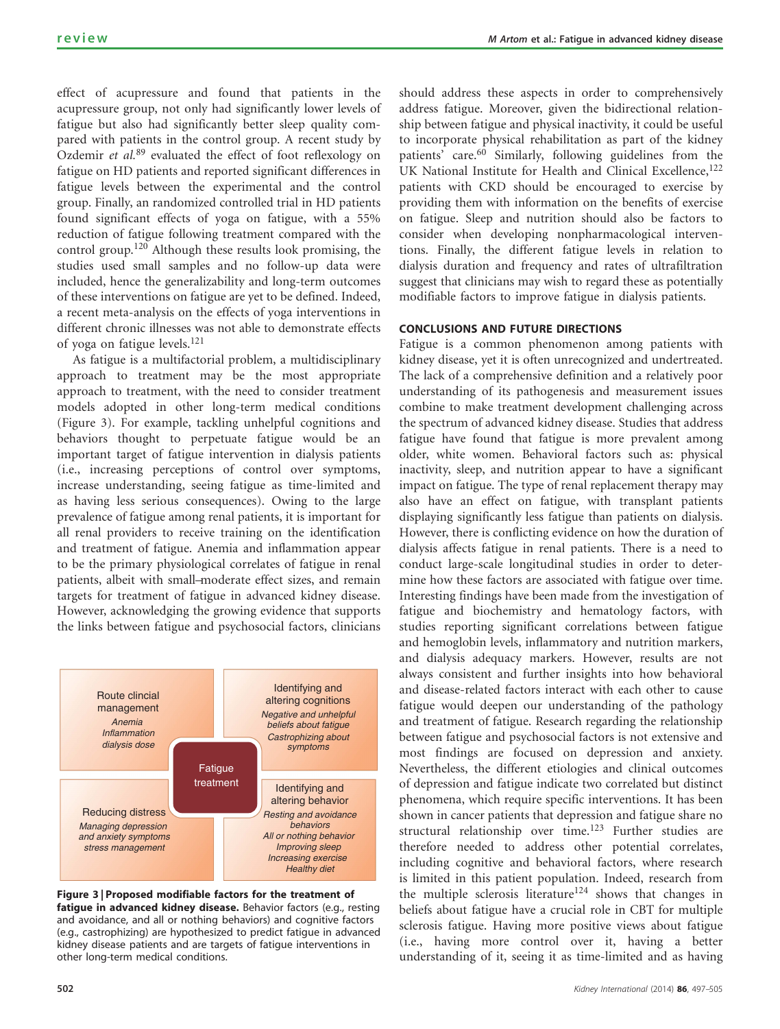effect of acupressure and found that patients in the acupressure group, not only had significantly lower levels of fatigue but also had significantly better sleep quality compared with patients in the control group. A recent study by Ozdemir *et al.*[89] evaluated the effect of foot reflexology on fatigue on HD patients and reported significant differences in fatigue levels between the experimental and the control group. Finally, an randomized controlled trial in HD patients found significant effects of yoga on fatigue, with a 55% reduction of fatigue following treatment compared with the control group.[120] Although these results look promising, the studies used small samples and no follow-up data were included, hence the generalizability and long-term outcomes of these interventions on fatigue are yet to be defined. Indeed, a recent meta-analysis on the effects of yoga interventions in different chronic illnesses was not able to demonstrate effects of yoga on fatigue levels.[121]

As fatigue is a multifactorial problem, a multidisciplinary approach to treatment may be the most appropriate approach to treatment, with the need to consider treatment models adopted in other long-term medical conditions (Figure 3). For example, tackling unhelpful cognitions and behaviors thought to perpetuate fatigue would be an important target of fatigue intervention in dialysis patients (i.e., increasing perceptions of control over symptoms, increase understanding, seeing fatigue as time-limited and as having less serious consequences). Owing to the large prevalence of fatigue among renal patients, it is important for all renal providers to receive training on the identification and treatment of fatigue. Anemia and inflammation appear to be the primary physiological correlates of fatigue in renal patients, albeit with small–moderate effect sizes, and remain targets for treatment of fatigue in advanced kidney disease. However, acknowledging the growing evidence that supports the links between fatigue and psychosocial factors, clinicians should address these aspects in order to comprehensively address fatigue. Moreover, given the bidirectional relationship between fatigue and physical inactivity, it could be useful to incorporate physical rehabilitation as part of the kidney patients' care.[60] Similarly, following guidelines from the UK National Institute for Health and Clinical Excellence,[122] patients with CKD should be encouraged to exercise by providing them with information on the benefits of exercise on fatigue. Sleep and nutrition should also be factors to consider when developing nonpharmacological interventions. Finally, the different fatigue levels in relation to dialysis duration and frequency and rates of ultrafiltration suggest that clinicians may wish to regard these as potentially modifiable factors to improve fatigue in dialysis patients.

| Route clincial management<br>*Anemia*<br>*Inflammation*<br>*dialysis dose* | Identifying and altering cognitions<br>*Negative and unhelpful beliefs about fatigue*<br>*Castrophizing about symptoms* |
|---|---|
| **Fatigue treatment** | |
| Reducing distress<br>*Managing depression and anxiety symptoms*<br>*stress management* | Identifying and altering behavior<br>*Resting and avoidance behaviors*<br>*All or nothing behavior*<br>*Improving sleep*<br>*Increasing exercise*<br>*Healthy diet* |

**Figure 3 | Proposed modifiable factors for the treatment of fatigue in advanced kidney disease.** Behavior factors (e.g., resting and avoidance, and all or nothing behaviors) and cognitive factors (e.g., castrophizing) are hypothesized to predict fatigue in advanced kidney disease patients and are targets of fatigue interventions in other long-term medical conditions.

## CONCLUSIONS AND FUTURE DIRECTIONS

Fatigue is a common phenomenon among patients with kidney disease, yet it is often unrecognized and undertreated. The lack of a comprehensive definition and a relatively poor understanding of its pathogenesis and measurement issues combine to make treatment development challenging across the spectrum of advanced kidney disease. Studies that address fatigue have found that fatigue is more prevalent among older, white women. Behavioral factors such as: physical inactivity, sleep, and nutrition appear to have a significant impact on fatigue. The type of renal replacement therapy may also have an effect on fatigue, with transplant patients displaying significantly less fatigue than patients on dialysis. However, there is conflicting evidence on how the duration of dialysis affects fatigue in renal patients. There is a need to conduct large-scale longitudinal studies in order to determine how these factors are associated with fatigue over time. Interesting findings have been made from the investigation of fatigue and biochemistry and hematology factors, with studies reporting significant correlations between fatigue and hemoglobin levels, inflammatory and nutrition markers, and dialysis adequacy markers. However, results are not always consistent and further insights into how behavioral and disease-related factors interact with each other to cause fatigue would deepen our understanding of the pathology and treatment of fatigue. Research regarding the relationship between fatigue and psychosocial factors is not extensive and most findings are focused on depression and anxiety. Nevertheless, the different etiologies and clinical outcomes of depression and fatigue indicate two correlated but distinct phenomena, which require specific interventions. It has been shown in cancer patients that depression and fatigue share no structural relationship over time.[123] Further studies are therefore needed to address other potential correlates, including cognitive and behavioral factors, where research is limited in this patient population. Indeed, research from the multiple sclerosis literature[124] shows that changes in beliefs about fatigue have a crucial role in CBT for multiple sclerosis fatigue. Having more positive views about fatigue (i.e., having more control over it, having a better understanding of it, seeing it as time-limited and as having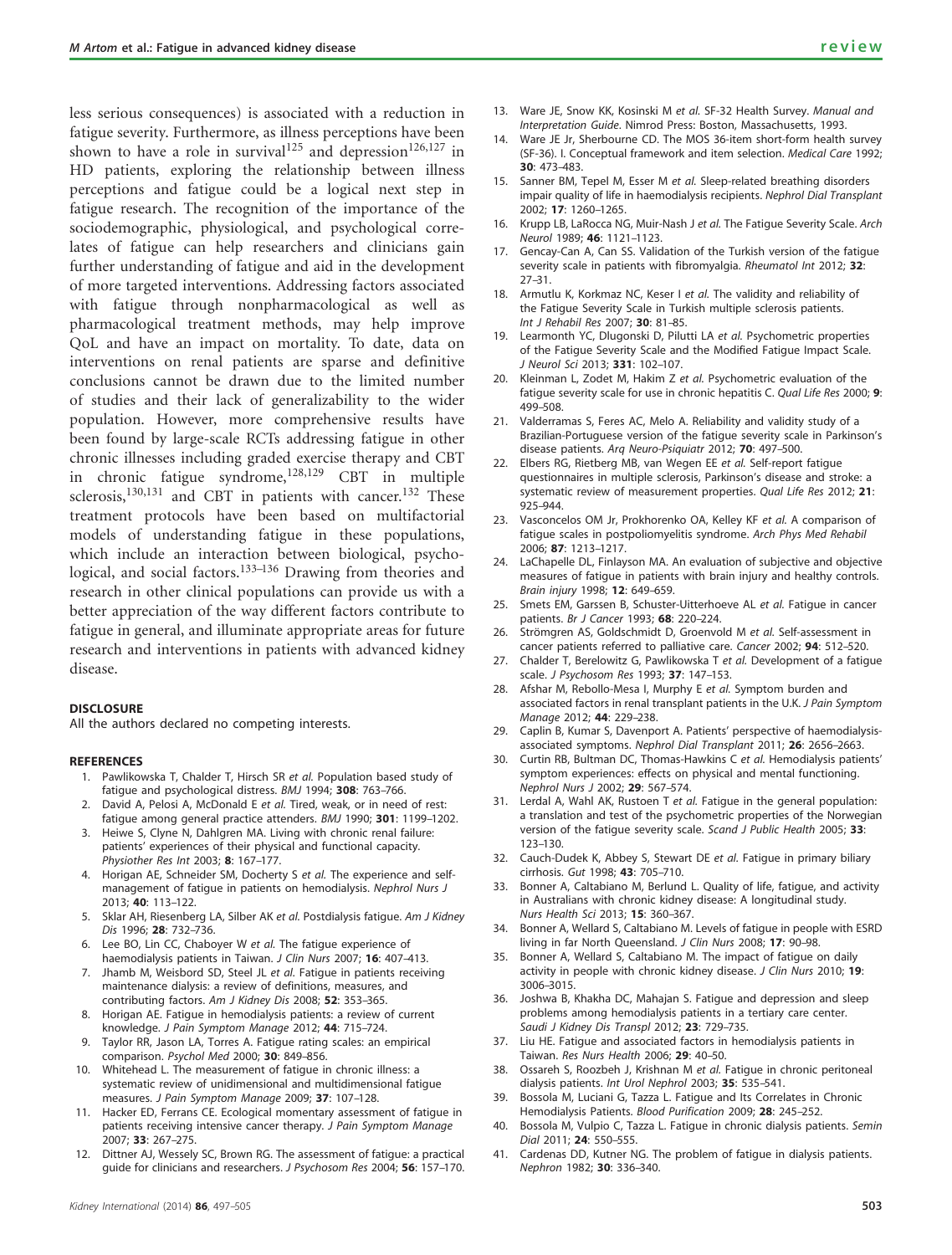less serious consequences) is associated with a reduction in fatigue severity. Furthermore, as illness perceptions have been shown to have a role in survival[125] and depression[126,127] in HD patients, exploring the relationship between illness perceptions and fatigue could be a logical next step in fatigue research. The recognition of the importance of the sociodemographic, physiological, and psychological correlates of fatigue can help researchers and clinicians gain further understanding of fatigue and aid in the development of more targeted interventions. Addressing factors associated with fatigue through nonpharmacological as well as pharmacological treatment methods, may help improve QoL and have an impact on mortality. To date, data on interventions on renal patients are sparse and definitive conclusions cannot be drawn due to the limited number of studies and their lack of generalizability to the wider population. However, more comprehensive results have been found by large-scale RCTs addressing fatigue in other chronic illnesses including graded exercise therapy and CBT in chronic fatigue syndrome,[128,129] CBT in multiple sclerosis,[130,131] and CBT in patients with cancer.[132] These treatment protocols have been based on multifactorial models of understanding fatigue in these populations, which include an interaction between biological, psychological, and social factors.[133–136] Drawing from theories and research in other clinical populations can provide us with a better appreciation of the way different factors contribute to fatigue in general, and illuminate appropriate areas for future research and interventions in patients with advanced kidney disease.

## DISCLOSURE

All the authors declared no competing interests.

## REFERENCES

1. Pawlikowska T, Chalder T, Hirsch SR *et al.* Population based study of fatigue and psychological distress. *BMJ* 1994; **308**: 763–766.
2. David A, Pelosi A, McDonald E *et al.* Tired, weak, or in need of rest: fatigue among general practice attenders. *BMJ* 1990; **301**: 1199–1202.
3. Heiwe S, Clyne N, Dahlgren MA. Living with chronic renal failure: patients' experiences of their physical and functional capacity. *Physiother Res Int* 2003; **8**: 167–177.
4. Horigan AE, Schneider SM, Docherty S *et al.* The experience and self-management of fatigue in patients on hemodialysis. *Nephrol Nurs J* 2013; **40**: 113–122.
5. Sklar AH, Riesenberg LA, Silber AK *et al.* Postdialysis fatigue. *Am J Kidney Dis* 1996; **28**: 732–736.
6. Lee BO, Lin CC, Chaboyer W *et al.* The fatigue experience of haemodialysis patients in Taiwan. *J Clin Nurs* 2007; **16**: 407–413.
7. Jhamb M, Weisbord SD, Steel JL *et al.* Fatigue in patients receiving maintenance dialysis: a review of definitions, measures, and contributing factors. *Am J Kidney Dis* 2008; **52**: 353–365.
8. Horigan AE. Fatigue in hemodialysis patients: a review of current knowledge. *J Pain Symptom Manage* 2012; **44**: 715–724.
9. Taylor RR, Jason LA, Torres A. Fatigue rating scales: an empirical comparison. *Psychol Med* 2000; **30**: 849–856.
10. Whitehead L. The measurement of fatigue in chronic illness: a systematic review of unidimensional and multidimensional fatigue measures. *J Pain Symptom Manage* 2009; **37**: 107–128.
11. Hacker ED, Ferrans CE. Ecological momentary assessment of fatigue in patients receiving intensive cancer therapy. *J Pain Symptom Manage* 2007; **33**: 267–275.
12. Dittner AJ, Wessely SC, Brown RG. The assessment of fatigue: a practical guide for clinicians and researchers. *J Psychosom Res* 2004; **56**: 157–170.
13. Ware JE, Snow KK, Kosinski M *et al.* SF-32 Health Survey. *Manual and Interpretation Guide.* Nimrod Press: Boston, Massachusetts, 1993.
14. Ware JE Jr, Sherbourne CD. The MOS 36-item short-form health survey (SF-36). I. Conceptual framework and item selection. *Medical Care* 1992; **30**: 473–483.
15. Sanner BM, Tepel M, Esser M *et al.* Sleep-related breathing disorders impair quality of life in haemodialysis recipients. *Nephrol Dial Transplant* 2002; **17**: 1260–1265.
16. Krupp LB, LaRocca NG, Muir-Nash J *et al.* The Fatigue Severity Scale. *Arch Neurol* 1989; **46**: 1121–1123.
17. Gencay-Can A, Can SS. Validation of the Turkish version of the fatigue severity scale in patients with fibromyalgia. *Rheumatol Int* 2012; **32**: 27–31.
18. Armutlu K, Korkmaz NC, Keser I *et al.* The validity and reliability of the Fatigue Severity Scale in Turkish multiple sclerosis patients. *Int J Rehabil Res* 2007; **30**: 81–85.
19. Learmonth YC, Dlugonski D, Pilutti LA *et al.* Psychometric properties of the Fatigue Severity Scale and the Modified Fatigue Impact Scale. *J Neurol Sci* 2013; **331**: 102–107.
20. Kleinman L, Zodet M, Hakim Z *et al.* Psychometric evaluation of the fatigue severity scale for use in chronic hepatitis C. *Qual Life Res* 2000; **9**: 499–508.
21. Valderramas S, Feres AC, Melo A. Reliability and validity study of a Brazilian-Portuguese version of the fatigue severity scale in Parkinson's disease patients. *Arq Neuro-Psiquiatr* 2012; **70**: 497–500.
22. Elbers RG, Rietberg MB, van Wegen EE *et al.* Self-report fatigue questionnaires in multiple sclerosis, Parkinson's disease and stroke: a systematic review of measurement properties. *Qual Life Res* 2012; **21**: 925–944.
23. Vasconcelos OM Jr, Prokhorenko OA, Kelley KF *et al.* A comparison of fatigue scales in postpoliomyelitis syndrome. *Arch Phys Med Rehabil* 2006; **87**: 1213–1217.
24. LaChapelle DL, Finlayson MA. An evaluation of subjective and objective measures of fatigue in patients with brain injury and healthy controls. *Brain injury* 1998; **12**: 649–659.
25. Smets EM, Garssen B, Schuster-Uitterhoeve AL *et al.* Fatigue in cancer patients. *Br J Cancer* 1993; **68**: 220–224.
26. Strömgren AS, Goldschmidt D, Groenvold M *et al.* Self-assessment in cancer patients referred to palliative care. *Cancer* 2002; **94**: 512–520.
27. Chalder T, Berelowitz G, Pawlikowska T *et al.* Development of a fatigue scale. *J Psychosom Res* 1993; **37**: 147–153.
28. Afshar M, Rebollo-Mesa I, Murphy E *et al.* Symptom burden and associated factors in renal transplant patients in the U.K. *J Pain Symptom Manage* 2012; **44**: 229–238.
29. Caplin B, Kumar S, Davenport A. Patients' perspective of haemodialysis-associated symptoms. *Nephrol Dial Transplant* 2011; **26**: 2656–2663.
30. Curtin RB, Bultman DC, Thomas-Hawkins C *et al.* Hemodialysis patients' symptom experiences: effects on physical and mental functioning. *Nephrol Nurs J* 2002; **29**: 567–574.
31. Lerdal A, Wahl AK, Rustoen T *et al.* Fatigue in the general population: a translation and test of the psychometric properties of the Norwegian version of the fatigue severity scale. *Scand J Public Health* 2005; **33**: 123–130.
32. Cauch-Dudek K, Abbey S, Stewart DE *et al.* Fatigue in primary biliary cirrhosis. *Gut* 1998; **43**: 705–710.
33. Bonner A, Caltabiano M, Berlund L. Quality of life, fatigue, and activity in Australians with chronic kidney disease: A longitudinal study. *Nurs Health Sci* 2013; **15**: 360–367.
34. Bonner A, Wellard S, Caltabiano M. Levels of fatigue in people with ESRD living in far North Queensland. *J Clin Nurs* 2008; **17**: 90–98.
35. Bonner A, Wellard S, Caltabiano M. The impact of fatigue on daily activity in people with chronic kidney disease. *J Clin Nurs* 2010; **19**: 3006–3015.
36. Joshwa B, Khakha DC, Mahajan S. Fatigue and depression and sleep problems among hemodialysis patients in a tertiary care center. *Saudi J Kidney Dis Transpl* 2012; **23**: 729–735.
37. Liu HE. Fatigue and associated factors in hemodialysis patients in Taiwan. *Res Nurs Health* 2006; **29**: 40–50.
38. Ossareh S, Roozbeh J, Krishnan M *et al.* Fatigue in chronic peritoneal dialysis patients. *Int Urol Nephrol* 2003; **35**: 535–541.
39. Bossola M, Luciani G, Tazza L. Fatigue and Its Correlates in Chronic Hemodialysis Patients. *Blood Purification* 2009; **28**: 245–252.
40. Bossola M, Vulpio C, Tazza L. Fatigue in chronic dialysis patients. *Semin Dial* 2011; **24**: 550–555.
41. Cardenas DD, Kutner NG. The problem of fatigue in dialysis patients. *Nephron* 1982; **30**: 336–340.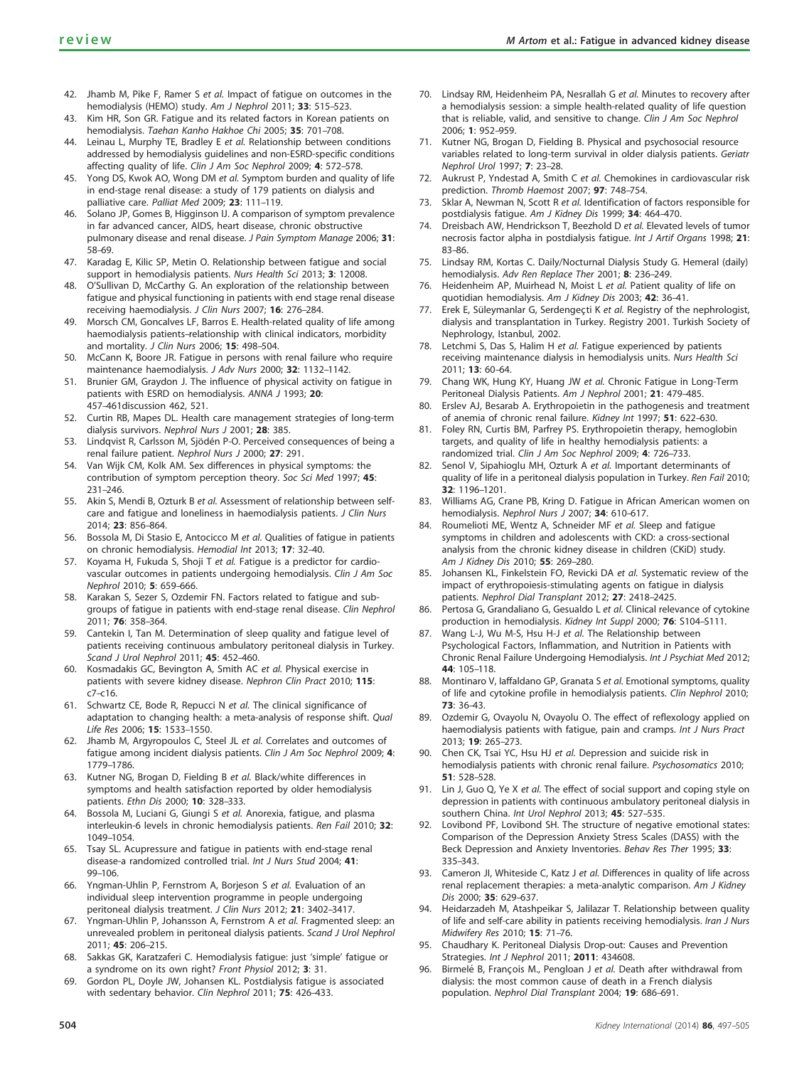42. Jhamb M, Pike F, Ramer S *et al.* Impact of fatigue on outcomes in the hemodialysis (HEMO) study. *Am J Nephrol* 2011; **33**: 515–523.
43. Kim HR, Son GR. Fatigue and its related factors in Korean patients on hemodialysis. *Taehan Kanho Hakhoe Chi* 2005; **35**: 701–708.
44. Leinau L, Murphy TE, Bradley E *et al.* Relationship between conditions addressed by hemodialysis guidelines and non-ESRD-specific conditions affecting quality of life. *Clin J Am Soc Nephrol* 2009; **4**: 572–578.
45. Yong DS, Kwok AO, Wong DM *et al.* Symptom burden and quality of life in end-stage renal disease: a study of 179 patients on dialysis and palliative care. *Palliat Med* 2009; **23**: 111–119.
46. Solano JP, Gomes B, Higginson IJ. A comparison of symptom prevalence in far advanced cancer, AIDS, heart disease, chronic obstructive pulmonary disease and renal disease. *J Pain Symptom Manage* 2006; **31**: 58–69.
47. Karadag E, Kilic SP, Metin O. Relationship between fatigue and social support in hemodialysis patients. *Nurs Health Sci* 2013; **3**: 12008.
48. O'Sullivan D, McCarthy G. An exploration of the relationship between fatigue and physical functioning in patients with end stage renal disease receiving haemodialysis. *J Clin Nurs* 2007; **16**: 276–284.
49. Morsch CM, Goncalves LF, Barros E. Health-related quality of life among haemodialysis patients–relationship with clinical indicators, morbidity and mortality. *J Clin Nurs* 2006; **15**: 498–504.
50. McCann K, Boore JR. Fatigue in persons with renal failure who require maintenance haemodialysis. *J Adv Nurs* 2000; **32**: 1132–1142.
51. Brunier GM, Graydon J. The influence of physical activity on fatigue in patients with ESRD on hemodialysis. *ANNA J* 1993; **20**: 457–461discussion 462, 521.
52. Curtin RB, Mapes DL. Health care management strategies of long-term dialysis survivors. *Nephrol Nurs J* 2001; **28**: 385.
53. Lindqvist R, Carlsson M, Sjödén P-O. Perceived consequences of being a renal failure patient. *Nephrol Nurs J* 2000; **27**: 291.
54. Van Wijk CM, Kolk AM. Sex differences in physical symptoms: the contribution of symptom perception theory. *Soc Sci Med* 1997; **45**: 231–246.
55. Akin S, Mendi B, Ozturk B *et al.* Assessment of relationship between self-care and fatigue and loneliness in haemodialysis patients. *J Clin Nurs* 2014; **23**: 856–864.
56. Bossola M, Di Stasio E, Antocicco M *et al*. Qualities of fatigue in patients on chronic hemodialysis. *Hemodial Int* 2013; **17**: 32–40.
57. Koyama H, Fukuda S, Shoji T *et al.* Fatigue is a predictor for cardiovascular outcomes in patients undergoing hemodialysis. *Clin J Am Soc Nephrol* 2010; **5**: 659–666.
58. Karakan S, Sezer S, Ozdemir FN. Factors related to fatigue and subgroups of fatigue in patients with end-stage renal disease. *Clin Nephrol* 2011; **76**: 358–364.
59. Cantekin I, Tan M. Determination of sleep quality and fatigue level of patients receiving continuous ambulatory peritoneal dialysis in Turkey. *Scand J Urol Nephrol* 2011; **45**: 452–460.
60. Kosmadakis GC, Bevington A, Smith AC *et al.* Physical exercise in patients with severe kidney disease. *Nephron Clin Pract* 2010; **115**: c7–c16.
61. Schwartz CE, Bode R, Repucci N *et al.* The clinical significance of adaptation to changing health: a meta-analysis of response shift. *Qual Life Res* 2006; **15**: 1533–1550.
62. Jhamb M, Argyropoulos C, Steel JL *et al.* Correlates and outcomes of fatigue among incident dialysis patients. *Clin J Am Soc Nephrol* 2009; **4**: 1779–1786.
63. Kutner NG, Brogan D, Fielding B *et al.* Black/white differences in symptoms and health satisfaction reported by older hemodialysis patients. *Ethn Dis* 2000; **10**: 328–333.
64. Bossola M, Luciani G, Giungi S *et al.* Anorexia, fatigue, and plasma interleukin-6 levels in chronic hemodialysis patients. *Ren Fail* 2010; **32**: 1049–1054.
65. Tsay SL. Acupressure and fatigue in patients with end-stage renal disease-a randomized controlled trial. *Int J Nurs Stud* 2004; **41**: 99–106.
66. Yngman-Uhlin P, Fernstrom A, Borjeson S *et al.* Evaluation of an individual sleep intervention programme in people undergoing peritoneal dialysis treatment. *J Clin Nurs* 2012; **21**: 3402–3417.
67. Yngman-Uhlin P, Johansson A, Fernstrom A *et al.* Fragmented sleep: an unrevealed problem in peritoneal dialysis patients. *Scand J Urol Nephrol* 2011; **45**: 206–215.
68. Sakkas GK, Karatzaferi C. Hemodialysis fatigue: just 'simple' fatigue or a syndrome on its own right? *Front Physiol* 2012; **3**: 31.
69. Gordon PL, Doyle JW, Johansen KL. Postdialysis fatigue is associated with sedentary behavior. *Clin Nephrol* 2011; **75**: 426–433.
70. Lindsay RM, Heidenheim PA, Nesrallah G *et al.* Minutes to recovery after a hemodialysis session: a simple health-related quality of life question that is reliable, valid, and sensitive to change. *Clin J Am Soc Nephrol* 2006; **1**: 952–959.
71. Kutner NG, Brogan D, Fielding B. Physical and psychosocial resource variables related to long-term survival in older dialysis patients. *Geriatr Nephrol Urol* 1997; **7**: 23–28.
72. Aukrust P, Yndestad A, Smith C *et al.* Chemokines in cardiovascular risk prediction. *Thromb Haemost* 2007; **97**: 748–754.
73. Sklar A, Newman N, Scott R *et al.* Identification of factors responsible for postdialysis fatigue. *Am J Kidney Dis* 1999; **34**: 464–470.
74. Dreisbach AW, Hendrickson T, Beezhold D *et al.* Elevated levels of tumor necrosis factor alpha in postdialysis fatigue. *Int J Artif Organs* 1998; **21**: 83–86.
75. Lindsay RM, Kortas C. Daily/Nocturnal Dialysis Study G. Hemeral (daily) hemodialysis. *Adv Ren Replace Ther* 2001; **8**: 236–249.
76. Heidenheim AP, Muirhead N, Moist L *et al.* Patient quality of life on quotidian hemodialysis. *Am J Kidney Dis* 2003; **42**: 36–41.
77. Erek E, Süleymanlar G, Serdengeçti K *et al.* Registry of the nephrologist, dialysis and transplantation in Turkey. Registry 2001. Turkish Society of Nephrology, Istanbul, 2002.
78. Letchmi S, Das S, Halim H *et al.* Fatigue experienced by patients receiving maintenance dialysis in hemodialysis units. *Nurs Health Sci* 2011; **13**: 60–64.
79. Chang WK, Hung KY, Huang JW *et al.* Chronic Fatigue in Long-Term Peritoneal Dialysis Patients. *Am J Nephrol* 2001; **21**: 479–485.
80. Erslev AJ, Besarab A. Erythropoietin in the pathogenesis and treatment of anemia of chronic renal failure. *Kidney Int* 1997; **51**: 622–630.
81. Foley RN, Curtis BM, Parfrey PS. Erythropoietin therapy, hemoglobin targets, and quality of life in healthy hemodialysis patients: a randomized trial. *Clin J Am Soc Nephrol* 2009; **4**: 726–733.
82. Senol V, Sipahioglu MH, Ozturk A *et al.* Important determinants of quality of life in a peritoneal dialysis population in Turkey. *Ren Fail* 2010; **32**: 1196–1201.
83. Williams AG, Crane PB, Kring D. Fatigue in African American women on hemodialysis. *Nephrol Nurs J* 2007; **34**: 610–617.
84. Roumelioti ME, Wentz A, Schneider MF *et al.* Sleep and fatigue symptoms in children and adolescents with CKD: a cross-sectional analysis from the chronic kidney disease in children (CKiD) study. *Am J Kidney Dis* 2010; **55**: 269–280.
85. Johansen KL, Finkelstein FO, Revicki DA *et al.* Systematic review of the impact of erythropoiesis-stimulating agents on fatigue in dialysis patients. *Nephrol Dial Transplant* 2012; **27**: 2418–2425.
86. Pertosa G, Grandaliano G, Gesualdo L *et al.* Clinical relevance of cytokine production in hemodialysis. *Kidney Int Suppl* 2000; **76**: S104–S111.
87. Wang L-J, Wu M-S, Hsu H-J *et al.* The Relationship between Psychological Factors, Inflammation, and Nutrition in Patients with Chronic Renal Failure Undergoing Hemodialysis. *Int J Psychiat Med* 2012; **44**: 105–118.
88. Montinaro V, Iaffaldano GP, Granata S *et al.* Emotional symptoms, quality of life and cytokine profile in hemodialysis patients. *Clin Nephrol* 2010; **73**: 36–43.
89. Ozdemir G, Ovayolu N, Ovayolu O. The effect of reflexology applied on haemodialysis patients with fatigue, pain and cramps. *Int J Nurs Pract* 2013; **19**: 265–273.
90. Chen CK, Tsai YC, Hsu HJ *et al.* Depression and suicide risk in hemodialysis patients with chronic renal failure. *Psychosomatics* 2010; **51**: 528–528.
91. Lin J, Guo Q, Ye X *et al.* The effect of social support and coping style on depression in patients with continuous ambulatory peritoneal dialysis in southern China. *Int Urol Nephrol* 2013; **45**: 527–535.
92. Lovibond PF, Lovibond SH. The structure of negative emotional states: Comparison of the Depression Anxiety Stress Scales (DASS) with the Beck Depression and Anxiety Inventories. *Behav Res Ther* 1995; **33**: 335–343.
93. Cameron JI, Whiteside C, Katz J *et al.* Differences in quality of life across renal replacement therapies: a meta-analytic comparison. *Am J Kidney Dis* 2000; **35**: 629–637.
94. Heidarzadeh M, Atashpeikar S, Jalilazar T. Relationship between quality of life and self-care ability in patients receiving hemodialysis. *Iran J Nurs Midwifery Res* 2010; **15**: 71–76.
95. Chaudhary K. Peritoneal Dialysis Drop-out: Causes and Prevention Strategies. *Int J Nephrol* 2011; **2011**: 434608.
96. Birmelé B, François M., Pengloan J *et al.* Death after withdrawal from dialysis: the most common cause of death in a French dialysis population. *Nephrol Dial Transplant* 2004; **19**: 686–691.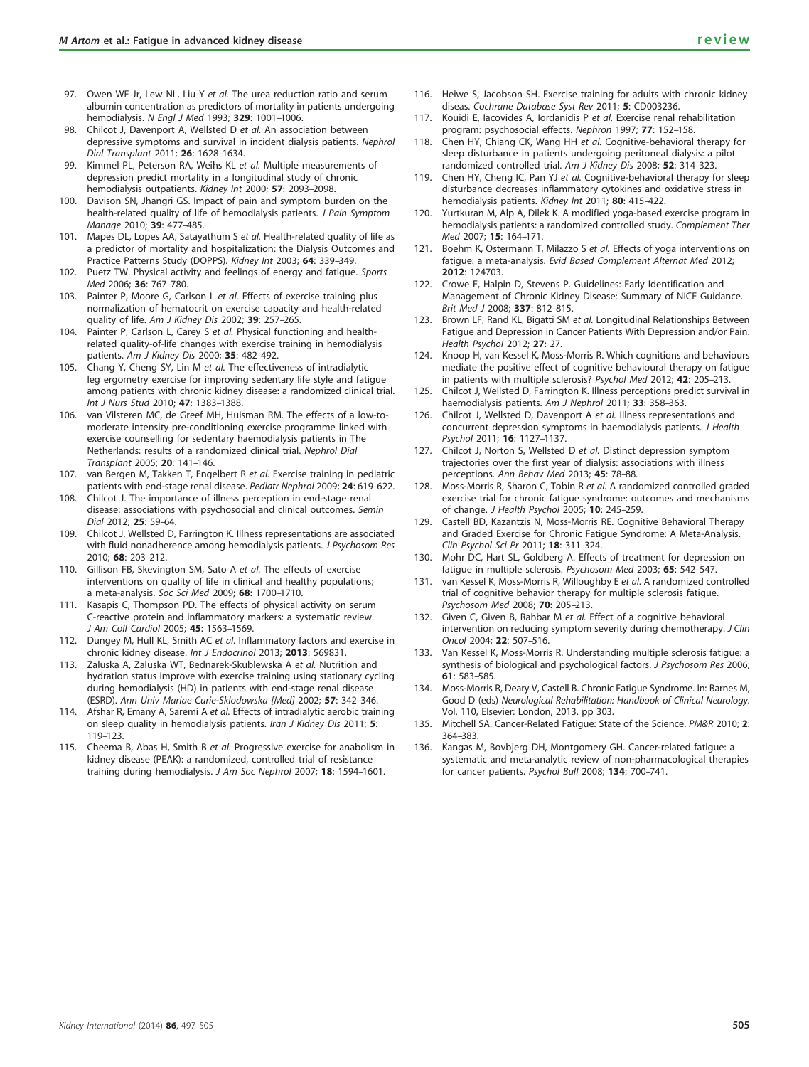97. Owen WF Jr, Lew NL, Liu Y *et al.* The urea reduction ratio and serum albumin concentration as predictors of mortality in patients undergoing hemodialysis. *N Engl J Med* 1993; **329**: 1001–1006.
98. Chilcot J, Davenport A, Wellsted D *et al.* An association between depressive symptoms and survival in incident dialysis patients. *Nephrol Dial Transplant* 2011; **26**: 1628–1634.
99. Kimmel PL, Peterson RA, Weihs KL *et al.* Multiple measurements of depression predict mortality in a longitudinal study of chronic hemodialysis outpatients. *Kidney Int* 2000; **57**: 2093–2098.
100. Davison SN, Jhangri GS. Impact of pain and symptom burden on the health-related quality of life of hemodialysis patients. *J Pain Symptom Manage* 2010; **39**: 477–485.
101. Mapes DL, Lopes AA, Satayathum S *et al.* Health-related quality of life as a predictor of mortality and hospitalization: the Dialysis Outcomes and Practice Patterns Study (DOPPS). *Kidney Int* 2003; **64**: 339–349.
102. Puetz TW. Physical activity and feelings of energy and fatigue. *Sports Med* 2006; **36**: 767–780.
103. Painter P, Moore G, Carlson L *et al.* Effects of exercise training plus normalization of hematocrit on exercise capacity and health-related quality of life. *Am J Kidney Dis* 2002; **39**: 257–265.
104. Painter P, Carlson L, Carey S *et al.* Physical functioning and health-related quality-of-life changes with exercise training in hemodialysis patients. *Am J Kidney Dis* 2000; **35**: 482–492.
105. Chang Y, Cheng SY, Lin M *et al.* The effectiveness of intradialytic leg ergometry exercise for improving sedentary life style and fatigue among patients with chronic kidney disease: a randomized clinical trial. *Int J Nurs Stud* 2010; **47**: 1383–1388.
106. van Vilsteren MC, de Greef MH, Huisman RM. The effects of a low-to-moderate intensity pre-conditioning exercise programme linked with exercise counselling for sedentary haemodialysis patients in The Netherlands: results of a randomized clinical trial. *Nephrol Dial Transplant* 2005; **20**: 141–146.
107. van Bergen M, Takken T, Engelbert R *et al.* Exercise training in pediatric patients with end-stage renal disease. *Pediatr Nephrol* 2009; **24**: 619–622.
108. Chilcot J. The importance of illness perception in end-stage renal disease: associations with psychosocial and clinical outcomes. *Semin Dial* 2012; **25**: 59–64.
109. Chilcot J, Wellsted D, Farrington K. Illness representations are associated with fluid nonadherence among hemodialysis patients. *J Psychosom Res* 2010; **68**: 203–212.
110. Gillison FB, Skevington SM, Sato A *et al.* The effects of exercise interventions on quality of life in clinical and healthy populations; a meta-analysis. *Soc Sci Med* 2009; **68**: 1700–1710.
111. Kasapis C, Thompson PD. The effects of physical activity on serum C-reactive protein and inflammatory markers: a systematic review. *J Am Coll Cardiol* 2005; **45**: 1563–1569.
112. Dungey M, Hull KL, Smith AC *et al.* Inflammatory factors and exercise in chronic kidney disease. *Int J Endocrinol* 2013; **2013**: 569831.
113. Zaluska A, Zaluska WT, Bednarek-Skublewska A *et al.* Nutrition and hydration status improve with exercise training using stationary cycling during hemodialysis (HD) in patients with end-stage renal disease (ESRD). *Ann Univ Mariae Curie-Sklodowska [Med]* 2002; **57**: 342–346.
114. Afshar R, Emany A, Saremi A *et al.* Effects of intradialytic aerobic training on sleep quality in hemodialysis patients. *Iran J Kidney Dis* 2011; **5**: 119–123.
115. Cheema B, Abas H, Smith B *et al.* Progressive exercise for anabolism in kidney disease (PEAK): a randomized, controlled trial of resistance training during hemodialysis. *J Am Soc Nephrol* 2007; **18**: 1594–1601.
116. Heiwe S, Jacobson SH. Exercise training for adults with chronic kidney diseas. *Cochrane Database Syst Rev* 2011; **5**: CD003236.
117. Kouidi E, Iacovides A, Iordanidis P *et al.* Exercise renal rehabilitation program: psychosocial effects. *Nephron* 1997; **77**: 152–158.
118. Chen HY, Chiang CK, Wang HH *et al.* Cognitive-behavioral therapy for sleep disturbance in patients undergoing peritoneal dialysis: a pilot randomized controlled trial. *Am J Kidney Dis* 2008; **52**: 314–323.
119. Chen HY, Cheng IC, Pan YJ *et al.* Cognitive-behavioral therapy for sleep disturbance decreases inflammatory cytokines and oxidative stress in hemodialysis patients. *Kidney Int* 2011; **80**: 415–422.
120. Yurtkuran M, Alp A, Dilek K. A modified yoga-based exercise program in hemodialysis patients: a randomized controlled study. *Complement Ther Med* 2007; **15**: 164–171.
121. Boehm K, Ostermann T, Milazzo S *et al.* Effects of yoga interventions on fatigue: a meta-analysis. *Evid Based Complement Alternat Med* 2012; **2012**: 124703.
122. Crowe E, Halpin D, Stevens P. Guidelines: Early Identification and Management of Chronic Kidney Disease: Summary of NICE Guidance. *Brit Med J* 2008; **337**: 812–815.
123. Brown LF, Rand KL, Bigatti SM *et al.* Longitudinal Relationships Between Fatigue and Depression in Cancer Patients With Depression and/or Pain. *Health Psychol* 2012; **27**: 27.
124. Knoop H, van Kessel K, Moss-Morris R. Which cognitions and behaviours mediate the positive effect of cognitive behavioural therapy on fatigue in patients with multiple sclerosis? *Psychol Med* 2012; **42**: 205–213.
125. Chilcot J, Wellsted D, Farrington K. Illness perceptions predict survival in haemodialysis patients. *Am J Nephrol* 2011; **33**: 358–363.
126. Chilcot J, Wellsted D, Davenport A *et al.* Illness representations and concurrent depression symptoms in haemodialysis patients. *J Health Psychol* 2011; **16**: 1127–1137.
127. Chilcot J, Norton S, Wellsted D *et al.* Distinct depression symptom trajectories over the first year of dialysis: associations with illness perceptions. *Ann Behav Med* 2013; **45**: 78–88.
128. Moss-Morris R, Sharon C, Tobin R *et al.* A randomized controlled graded exercise trial for chronic fatigue syndrome: outcomes and mechanisms of change. *J Health Psychol* 2005; **10**: 245–259.
129. Castell BD, Kazantzis N, Moss-Morris RE. Cognitive Behavioral Therapy and Graded Exercise for Chronic Fatigue Syndrome: A Meta-Analysis. *Clin Psychol Sci Pr* 2011; **18**: 311–324.
130. Mohr DC, Hart SL, Goldberg A. Effects of treatment for depression on fatigue in multiple sclerosis. *Psychosom Med* 2003; **65**: 542–547.
131. van Kessel K, Moss-Morris R, Willoughby E *et al.* A randomized controlled trial of cognitive behavior therapy for multiple sclerosis fatigue. *Psychosom Med* 2008; **70**: 205–213.
132. Given C, Given B, Rahbar M *et al.* Effect of a cognitive behavioral intervention on reducing symptom severity during chemotherapy. *J Clin Oncol* 2004; **22**: 507–516.
133. Van Kessel K, Moss-Morris R. Understanding multiple sclerosis fatigue: a synthesis of biological and psychological factors. *J Psychosom Res* 2006; **61**: 583–585.
134. Moss-Morris R, Deary V, Castell B. Chronic Fatigue Syndrome. In: Barnes M, Good D (eds) *Neurological Rehabilitation: Handbook of Clinical Neurology*. Vol. 110, Elsevier: London, 2013. pp 303.
135. Mitchell SA. Cancer-Related Fatigue: State of the Science. *PM&R* 2010; **2**: 364–383.
136. Kangas M, Bovbjerg DH, Montgomery GH. Cancer-related fatigue: a systematic and meta-analytic review of non-pharmacological therapies for cancer patients. *Psychol Bull* 2008; **134**: 700–741.